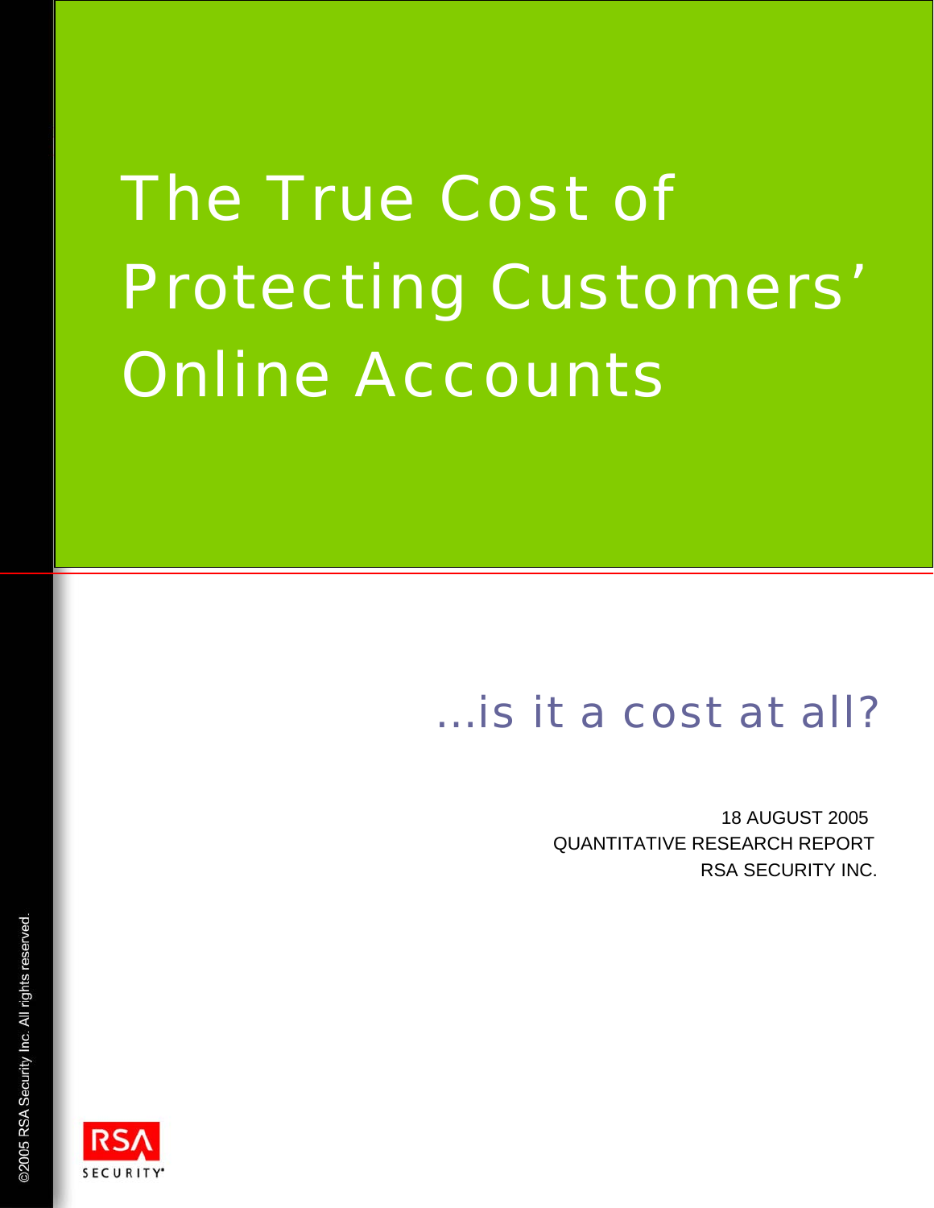# The True Cost of Protecting Customers' Online Accounts

## …is it a cost at all?

18 AUGUST 2005
QUANTITATIVE RESEARCH REPORT
RSA SECURITY INC.

©2005 RSA Security Inc. All rights reserved.

RSA SECURITY®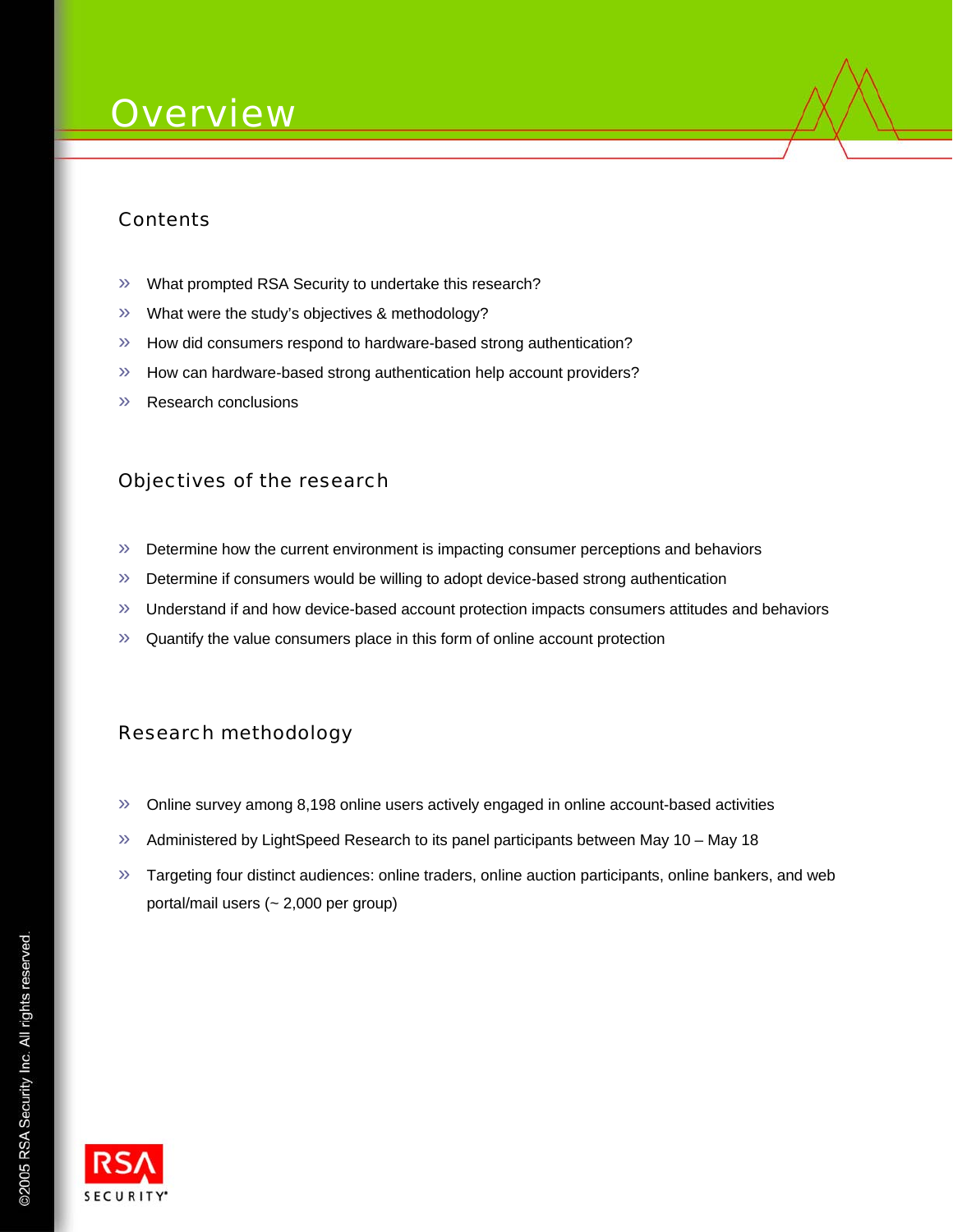# Overview

## Contents

- What prompted RSA Security to undertake this research?
- What were the study's objectives & methodology?
- How did consumers respond to hardware-based strong authentication?
- How can hardware-based strong authentication help account providers?
- Research conclusions

## Objectives of the research

- Determine how the current environment is impacting consumer perceptions and behaviors
- Determine if consumers would be willing to adopt device-based strong authentication
- Understand if and how device-based account protection impacts consumers attitudes and behaviors
- Quantify the value consumers place in this form of online account protection

## Research methodology

- Online survey among 8,198 online users actively engaged in online account-based activities
- Administered by LightSpeed Research to its panel participants between May 10 – May 18
- Targeting four distinct audiences: online traders, online auction participants, online bankers, and web portal/mail users (~ 2,000 per group)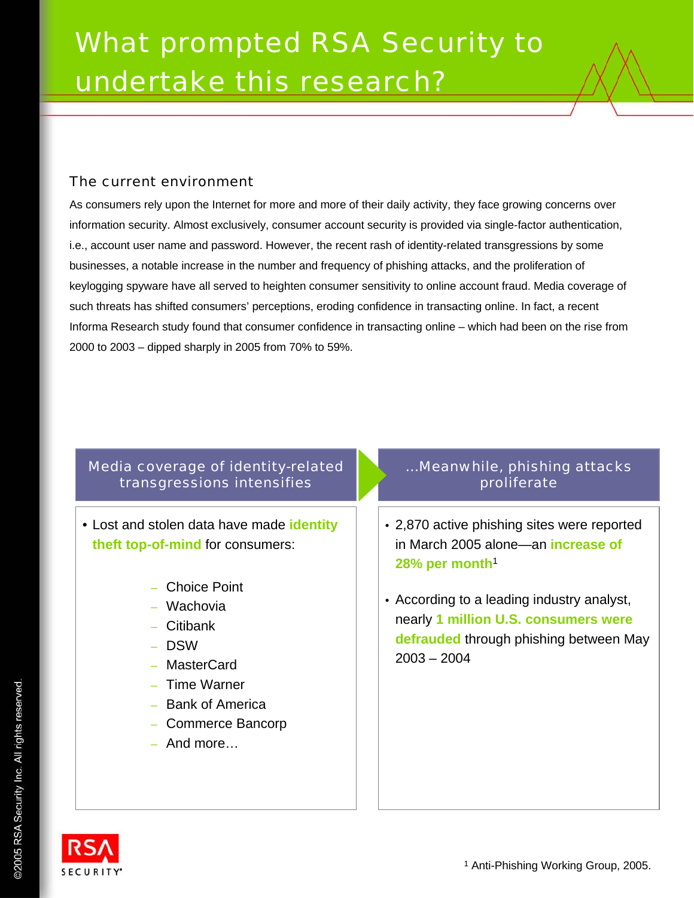# What prompted RSA Security to undertake this research?

## The current environment

As consumers rely upon the Internet for more and more of their daily activity, they face growing concerns over information security. Almost exclusively, consumer account security is provided via single-factor authentication, i.e., account user name and password. However, the recent rash of identity-related transgressions by some businesses, a notable increase in the number and frequency of phishing attacks, and the proliferation of keylogging spyware have all served to heighten consumer sensitivity to online account fraud. Media coverage of such threats has shifted consumers' perceptions, eroding confidence in transacting online. In fact, a recent Informa Research study found that consumer confidence in transacting online – which had been on the rise from 2000 to 2003 – dipped sharply in 2005 from 70% to 59%.

### Media coverage of identity-related transgressions intensifies

- Lost and stolen data have made **identity theft top-of-mind** for consumers:
  - Choice Point
  - Wachovia
  - Citibank
  - DSW
  - MasterCard
  - Time Warner
  - Bank of America
  - Commerce Bancorp
  - And more…

### …Meanwhile, phishing attacks proliferate

- 2,870 active phishing sites were reported in March 2005 alone—an **increase of 28% per month**[1]
- According to a leading industry analyst, nearly **1 million U.S. consumers were defrauded** through phishing between May 2003 – 2004

[1] Anti-Phishing Working Group, 2005.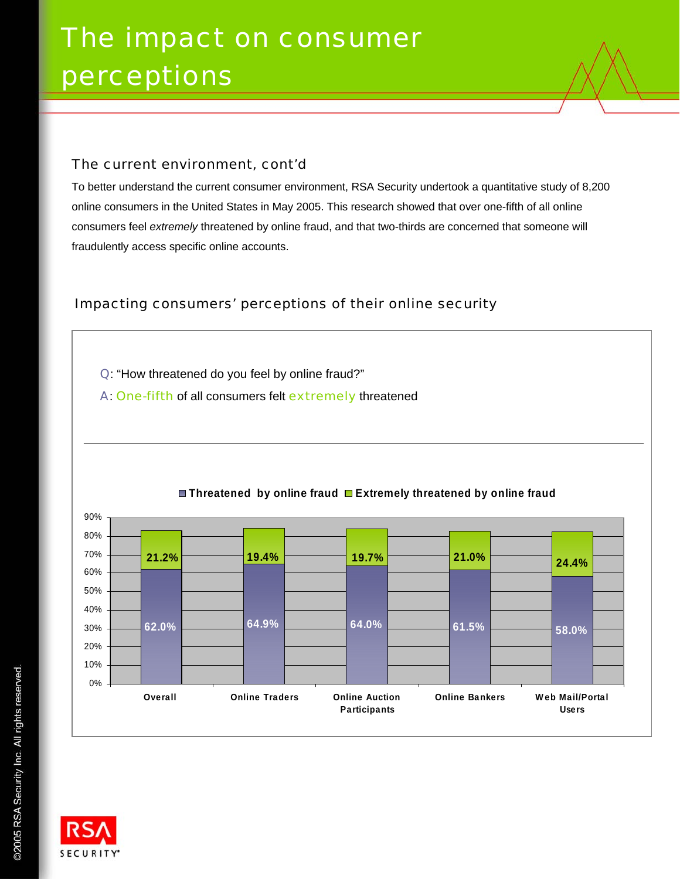# The impact on consumer perceptions

## The current environment, cont'd

To better understand the current consumer environment, RSA Security undertook a quantitative study of 8,200 online consumers in the United States in May 2005. This research showed that over one-fifth of all online consumers feel *extremely* threatened by online fraud, and that two-thirds are concerned that someone will fraudulently access specific online accounts.

### Impacting consumers' perceptions of their online security

Q: "How threatened do you feel by online fraud?"

A: One-fifth of all consumers felt extremely threatened

| | Threatened by online fraud | Extremely threatened by online fraud |
|---|---|---|
| Overall | 62.0% | 21.2% |
| Online Traders | 64.9% | 19.4% |
| Online Auction Participants | 64.0% | 19.7% |
| Online Bankers | 61.5% | 21.0% |
| Web Mail/Portal Users | 58.0% | 24.4% |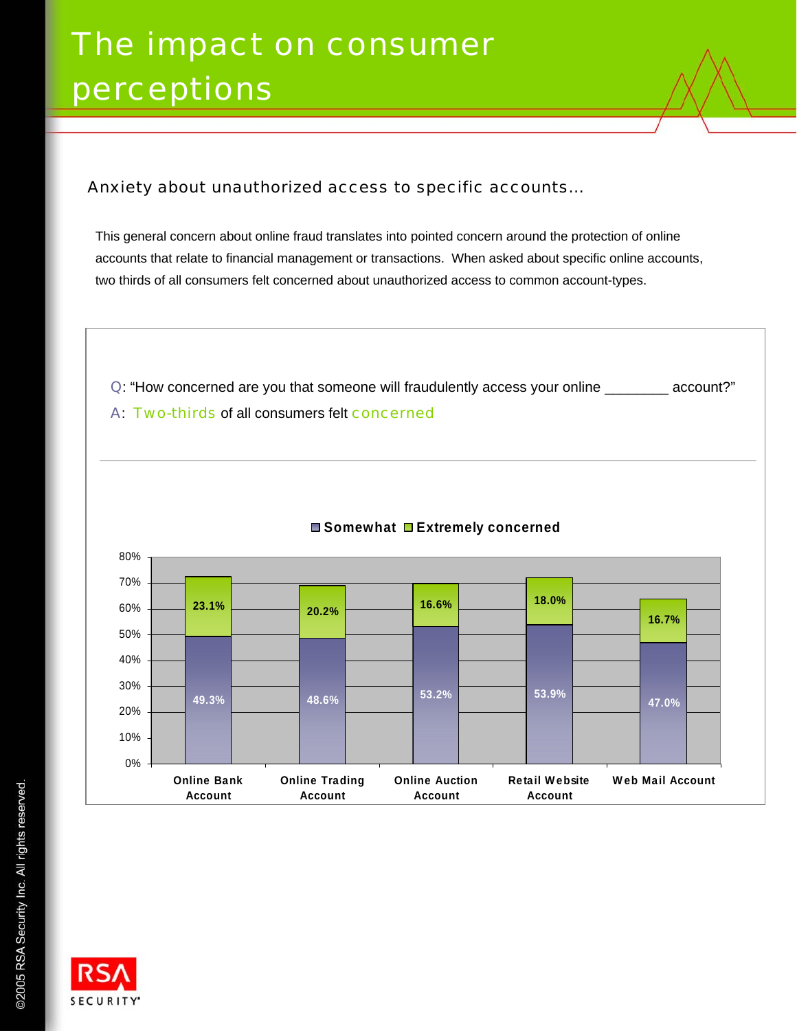# The impact on consumer perceptions

## Anxiety about unauthorized access to specific accounts…

This general concern about online fraud translates into pointed concern around the protection of online accounts that relate to financial management or transactions. When asked about specific online accounts, two thirds of all consumers felt concerned about unauthorized access to common account-types.

Q: "How concerned are you that someone will fraudulently access your online ________ account?"

A: Two-thirds of all consumers felt concerned

| Account | Somewhat | Extremely concerned |
| --- | --- | --- |
| Online Bank Account | 49.3% | 23.1% |
| Online Trading Account | 48.6% | 20.2% |
| Online Auction Account | 53.2% | 16.6% |
| Retail Website Account | 53.9% | 18.0% |
| Web Mail Account | 47.0% | 16.7% |

©2005 RSA Security Inc. All rights reserved.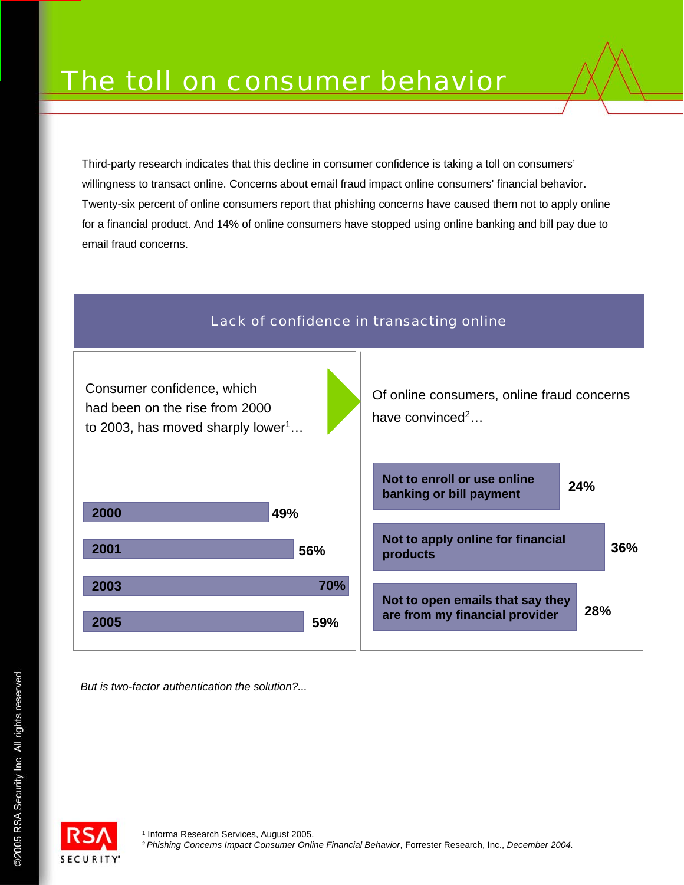# The toll on consumer behavior

Third-party research indicates that this decline in consumer confidence is taking a toll on consumers' willingness to transact online. Concerns about email fraud impact online consumers' financial behavior. Twenty-six percent of online consumers report that phishing concerns have caused them not to apply online for a financial product. And 14% of online consumers have stopped using online banking and bill pay due to email fraud concerns.

## Lack of confidence in transacting online

Consumer confidence, which had been on the rise from 2000 to 2003, has moved sharply lower[1]…

| Year | Confidence |
| --- | --- |
| 2000 | 49% |
| 2001 | 56% |
| 2003 | 70% |
| 2005 | 59% |

Of online consumers, online fraud concerns have convinced[2]…

| Behavior | Percent |
| --- | --- |
| Not to enroll or use online banking or bill payment | 24% |
| Not to apply online for financial products | 36% |
| Not to open emails that say they are from my financial provider | 28% |

*But is two-factor authentication the solution?...*

[1] Informa Research Services, August 2005.

[2] *Phishing Concerns Impact Consumer Online Financial Behavior*, Forrester Research, Inc., *December 2004.*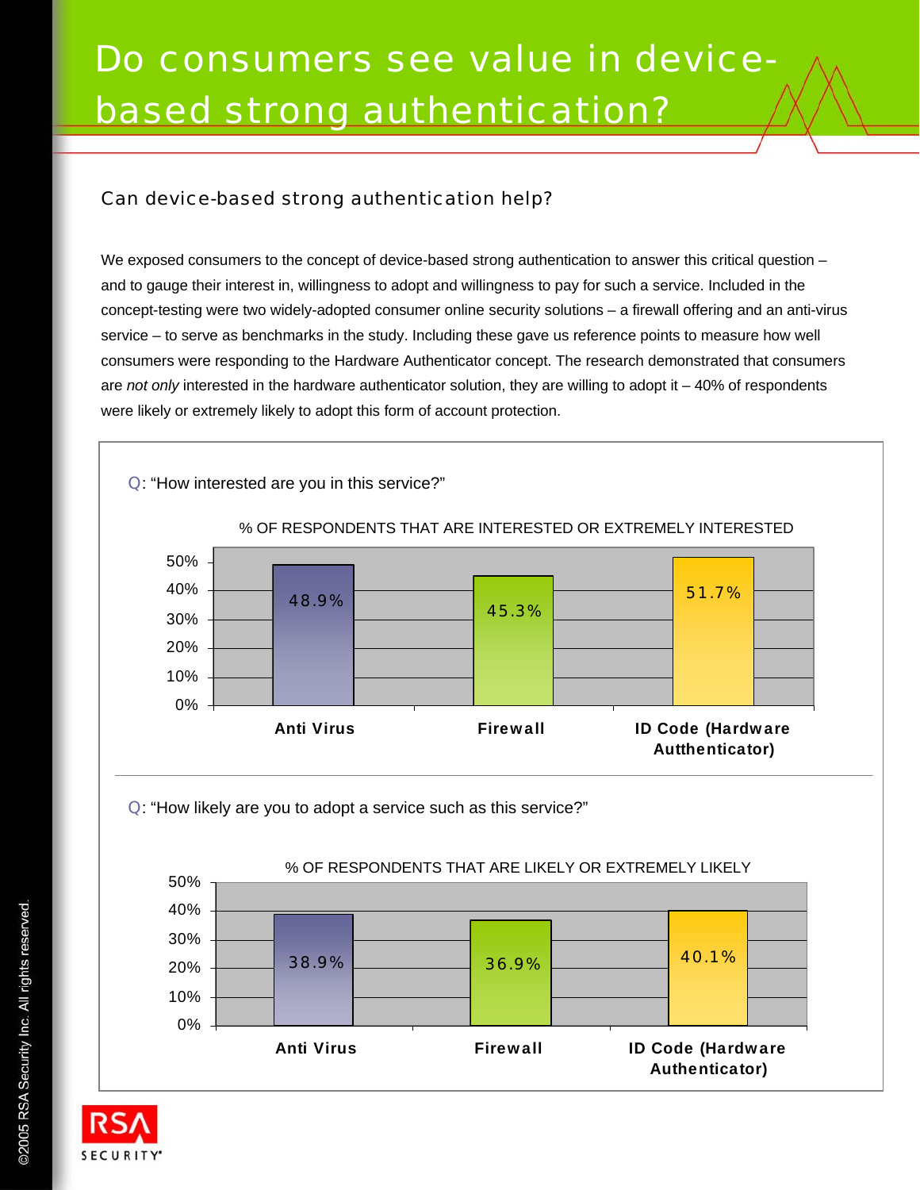# Do consumers see value in device-based strong authentication?

## Can device-based strong authentication help?

We exposed consumers to the concept of device-based strong authentication to answer this critical question – and to gauge their interest in, willingness to adopt and willingness to pay for such a service. Included in the concept-testing were two widely-adopted consumer online security solutions – a firewall offering and an anti-virus service – to serve as benchmarks in the study. Including these gave us reference points to measure how well consumers were responding to the Hardware Authenticator concept. The research demonstrated that consumers are *not only* interested in the hardware authenticator solution, they are willing to adopt it – 40% of respondents were likely or extremely likely to adopt this form of account protection.

Q: "How interested are you in this service?"

% OF RESPONDENTS THAT ARE INTERESTED OR EXTREMELY INTERESTED

| Anti Virus | Firewall | ID Code (Hardware Autthenticator) |
|---|---|---|
| 48.9% | 45.3% | 51.7% |

Q: "How likely are you to adopt a service such as this service?"

% OF RESPONDENTS THAT ARE LIKELY OR EXTREMELY LIKELY

| Anti Virus | Firewall | ID Code (Hardware Authenticator) |
|---|---|---|
| 38.9% | 36.9% | 40.1% |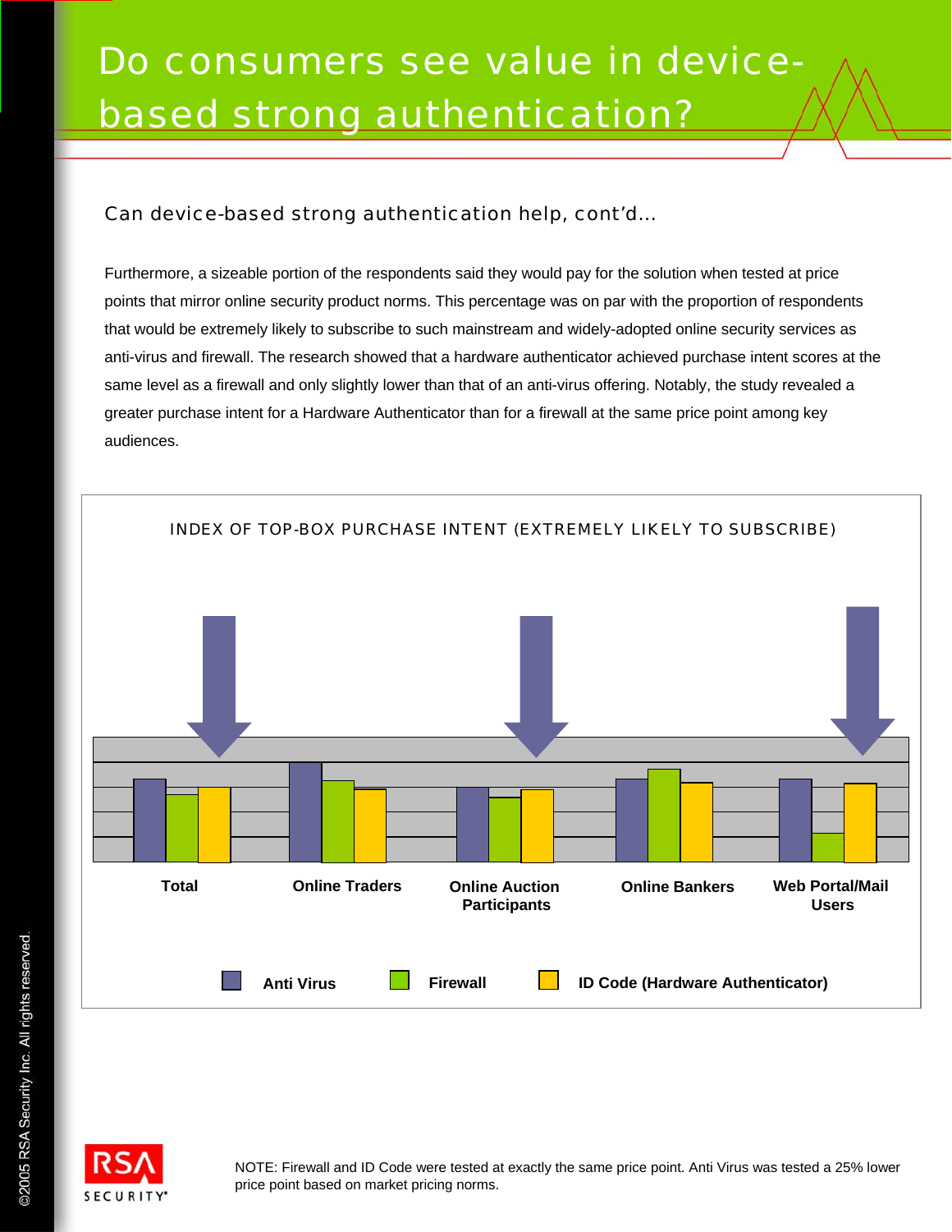# Do consumers see value in device-based strong authentication?

## Can device-based strong authentication help, cont'd...

Furthermore, a sizeable portion of the respondents said they would pay for the solution when tested at price points that mirror online security product norms. This percentage was on par with the proportion of respondents that would be extremely likely to subscribe to such mainstream and widely-adopted online security services as anti-virus and firewall. The research showed that a hardware authenticator achieved purchase intent scores at the same level as a firewall and only slightly lower than that of an anti-virus offering. Notably, the study revealed a greater purchase intent for a Hardware Authenticator than for a firewall at the same price point among key audiences.

INDEX OF TOP-BOX PURCHASE INTENT (EXTREMELY LIKELY TO SUBSCRIBE)

Total | Online Traders | Online Auction Participants | Online Bankers | Web Portal/Mail Users

Anti Virus | Firewall | ID Code (Hardware Authenticator)

NOTE: Firewall and ID Code were tested at exactly the same price point. Anti Virus was tested a 25% lower price point based on market pricing norms.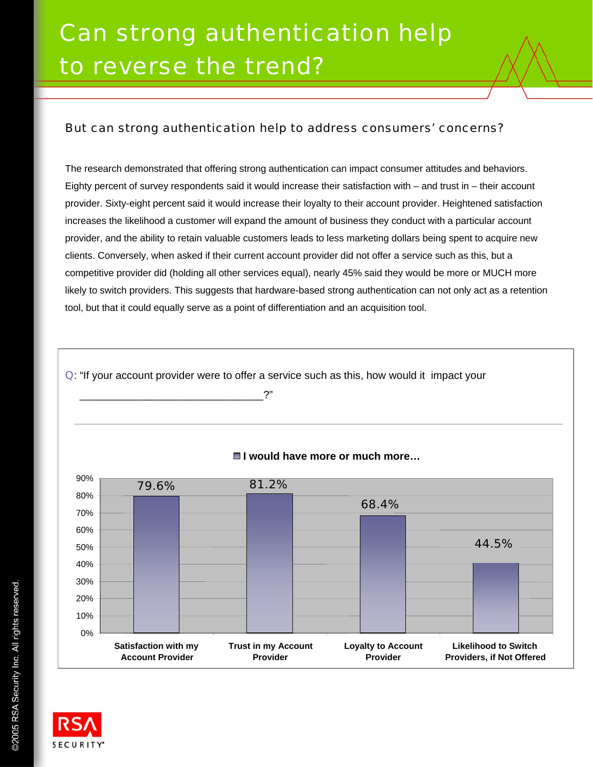# Can strong authentication help to reverse the trend?

## But can strong authentication help to address consumers' concerns?

The research demonstrated that offering strong authentication can impact consumer attitudes and behaviors. Eighty percent of survey respondents said it would increase their satisfaction with – and trust in – their account provider. Sixty-eight percent said it would increase their loyalty to their account provider. Heightened satisfaction increases the likelihood a customer will expand the amount of business they conduct with a particular account provider, and the ability to retain valuable customers leads to less marketing dollars being spent to acquire new clients. Conversely, when asked if their current account provider did not offer a service such as this, but a competitive provider did (holding all other services equal), nearly 45% said they would be more or MUCH more likely to switch providers. This suggests that hardware-based strong authentication can not only act as a retention tool, but that it could equally serve as a point of differentiation and an acquisition tool.

Q: "If your account provider were to offer a service such as this, how would it impact your _______________________________?"

**I would have more or much more…**

| | I would have more or much more… |
|---|---|
| Satisfaction with my Account Provider | 79.6% |
| Trust in my Account Provider | 81.2% |
| Loyalty to Account Provider | 68.4% |
| Likelihood to Switch Providers, if Not Offered | 44.5% |

©2005 RSA Security Inc. All rights reserved.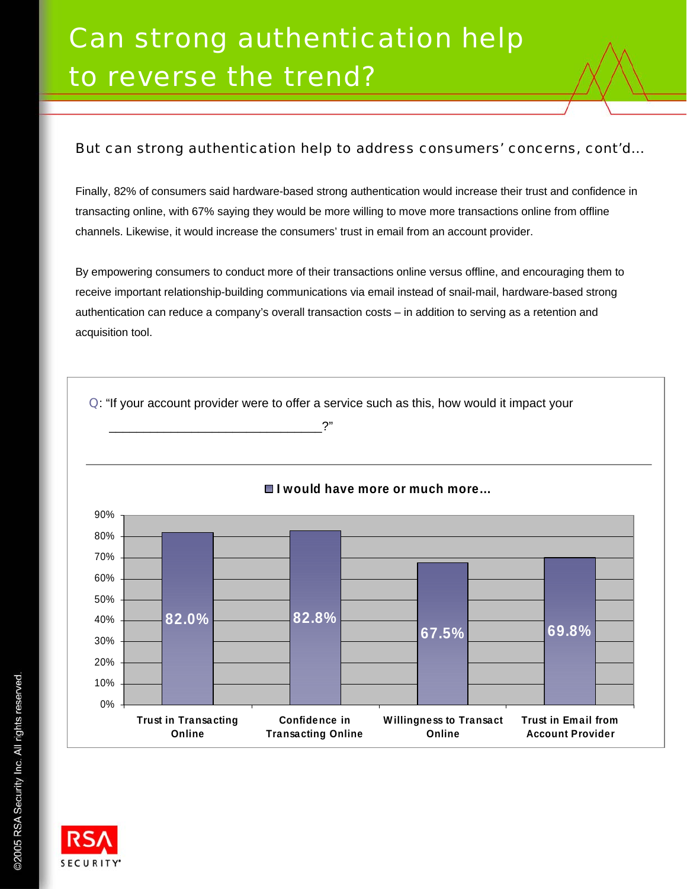# Can strong authentication help to reverse the trend?

## But can strong authentication help to address consumers' concerns, cont'd…

Finally, 82% of consumers said hardware-based strong authentication would increase their trust and confidence in transacting online, with 67% saying they would be more willing to move more transactions online from offline channels. Likewise, it would increase the consumers' trust in email from an account provider.

By empowering consumers to conduct more of their transactions online versus offline, and encouraging them to receive important relationship-building communications via email instead of snail-mail, hardware-based strong authentication can reduce a company's overall transaction costs – in addition to serving as a retention and acquisition tool.

Q: "If your account provider were to offer a service such as this, how would it impact your ______________________________?"

**I would have more or much more…**

| | I would have more or much more… |
|---|---|
| Trust in Transacting Online | 82.0% |
| Confidence in Transacting Online | 82.8% |
| Willingness to Transact Online | 67.5% |
| Trust in Email from Account Provider | 69.8% |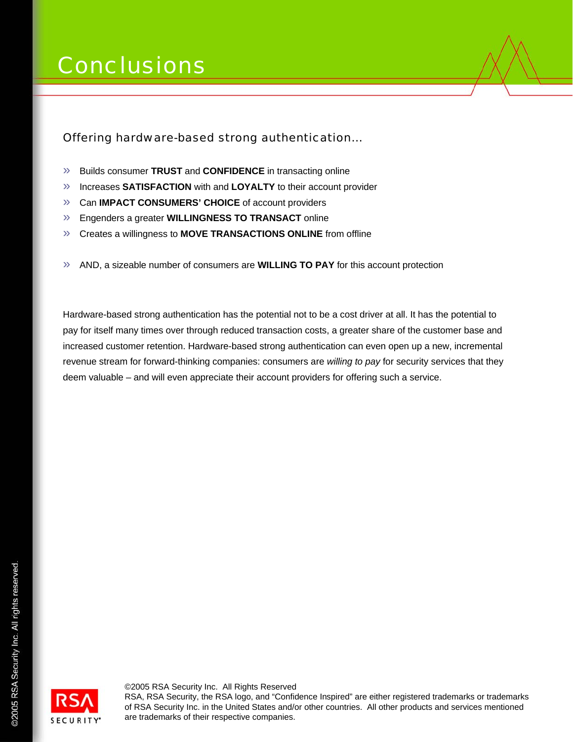# Conclusions

## Offering hardware-based strong authentication…

- Builds consumer **TRUST** and **CONFIDENCE** in transacting online
- Increases **SATISFACTION** with and **LOYALTY** to their account provider
- Can **IMPACT CONSUMERS' CHOICE** of account providers
- Engenders a greater **WILLINGNESS TO TRANSACT** online
- Creates a willingness to **MOVE TRANSACTIONS ONLINE** from offline

- AND, a sizeable number of consumers are **WILLING TO PAY** for this account protection

Hardware-based strong authentication has the potential not to be a cost driver at all. It has the potential to pay for itself many times over through reduced transaction costs, a greater share of the customer base and increased customer retention. Hardware-based strong authentication can even open up a new, incremental revenue stream for forward-thinking companies: consumers are *willing to pay* for security services that they deem valuable – and will even appreciate their account providers for offering such a service.

©2005 RSA Security Inc. All Rights Reserved
RSA, RSA Security, the RSA logo, and "Confidence Inspired" are either registered trademarks or trademarks of RSA Security Inc. in the United States and/or other countries. All other products and services mentioned are trademarks of their respective companies.